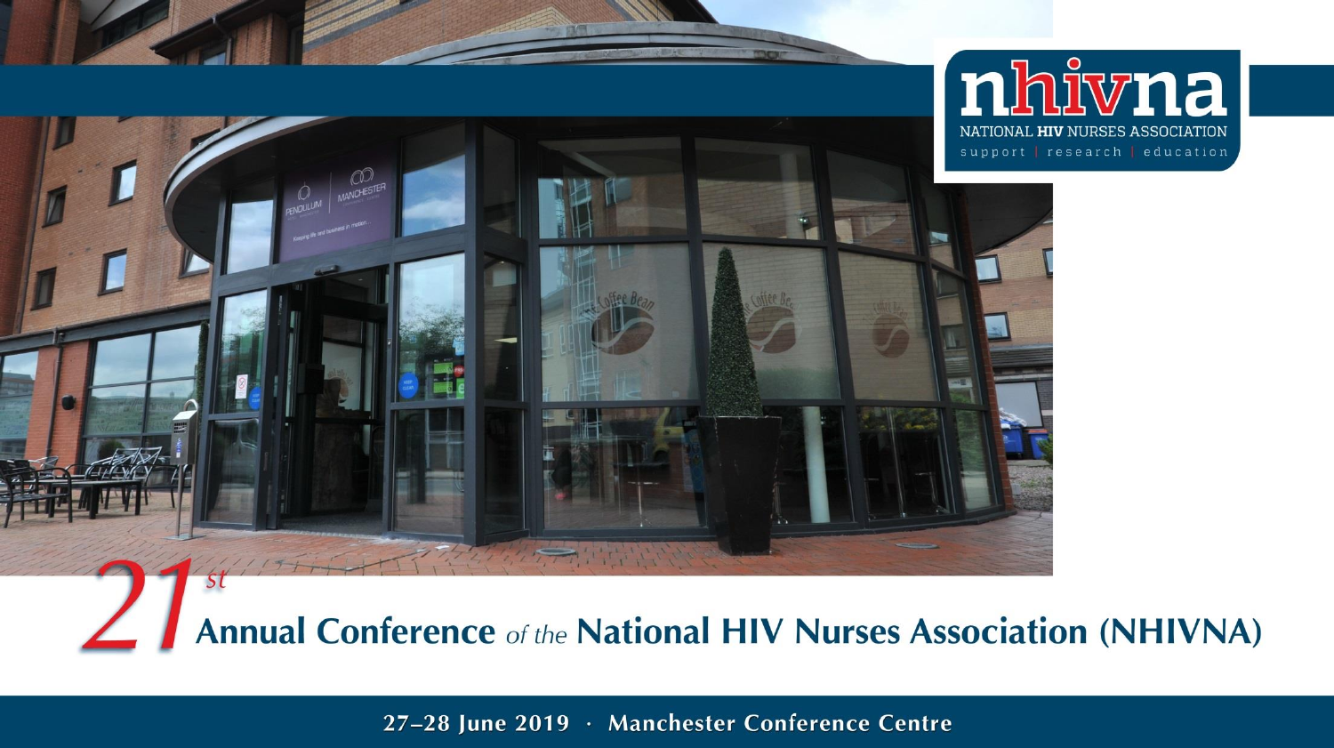**nhivna**

NATIONAL **HIV** NURSES ASSOCIATION

support | research | education

# 21st Annual Conference *of the* National HIV Nurses Association (NHIVNA)

**27–28 June 2019 · Manchester Conference Centre**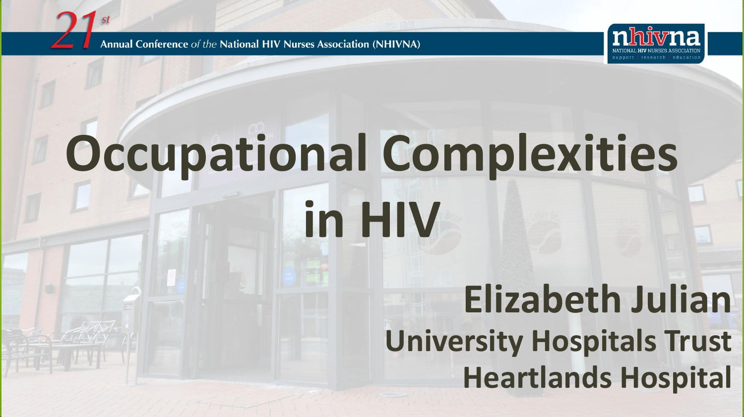21st Annual Conference *of the* National HIV Nurses Association (NHIVNA)

# Occupational Complexities in HIV

**Elizabeth Julian**
**University Hospitals Trust**
**Heartlands Hospital**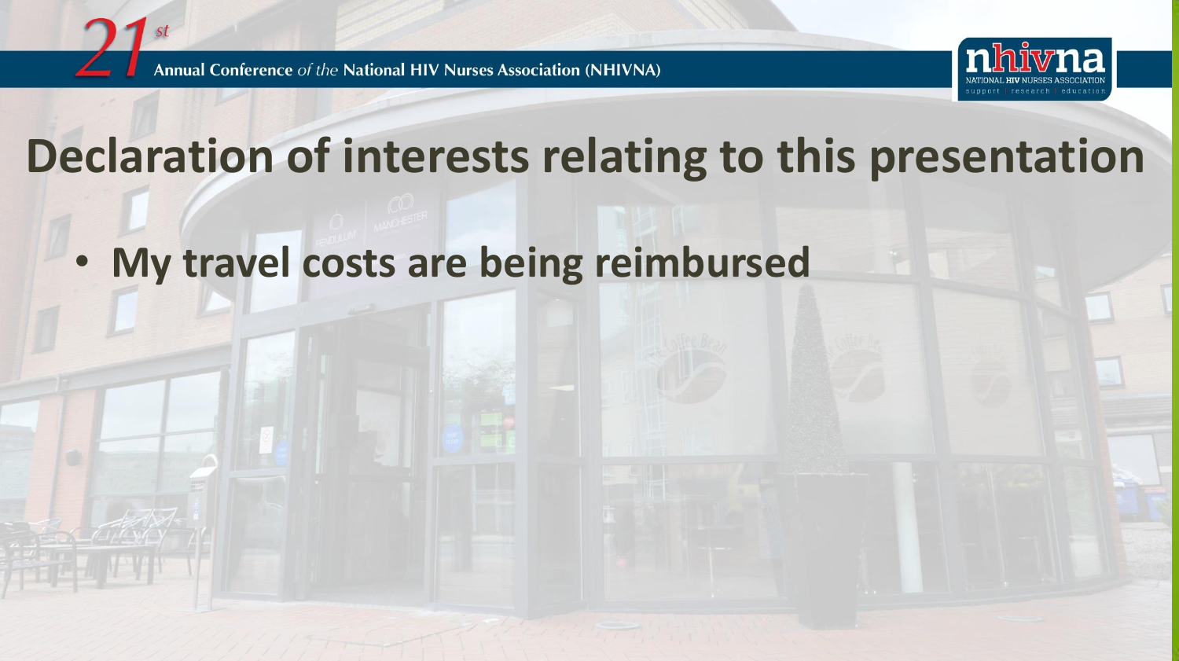# Declaration of interests relating to this presentation

- **My travel costs are being reimbursed**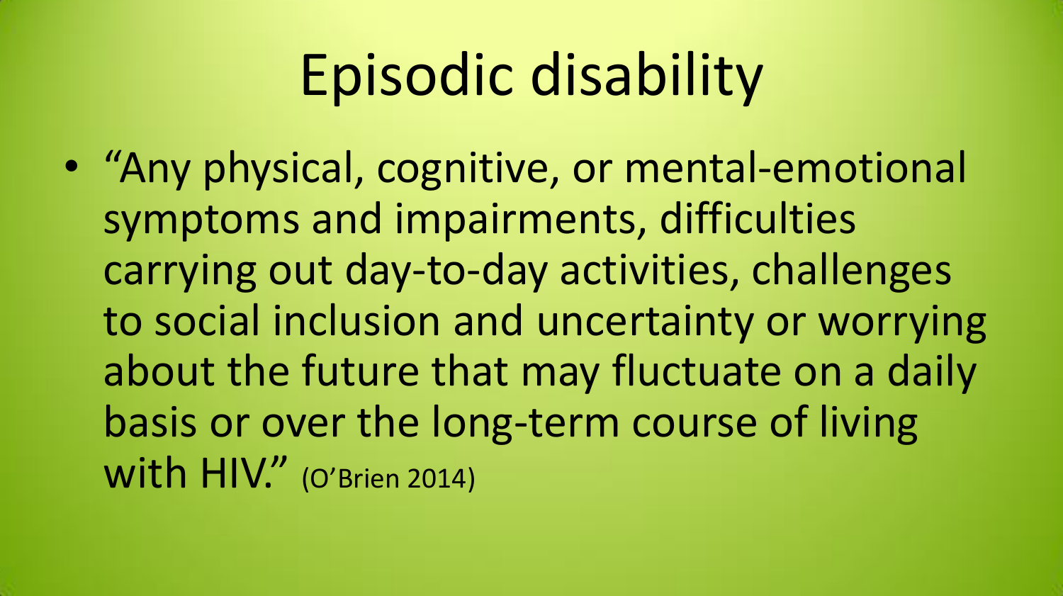# Episodic disability

- "Any physical, cognitive, or mental-emotional symptoms and impairments, difficulties carrying out day-to-day activities, challenges to social inclusion and uncertainty or worrying about the future that may fluctuate on a daily basis or over the long-term course of living with HIV." (O'Brien 2014)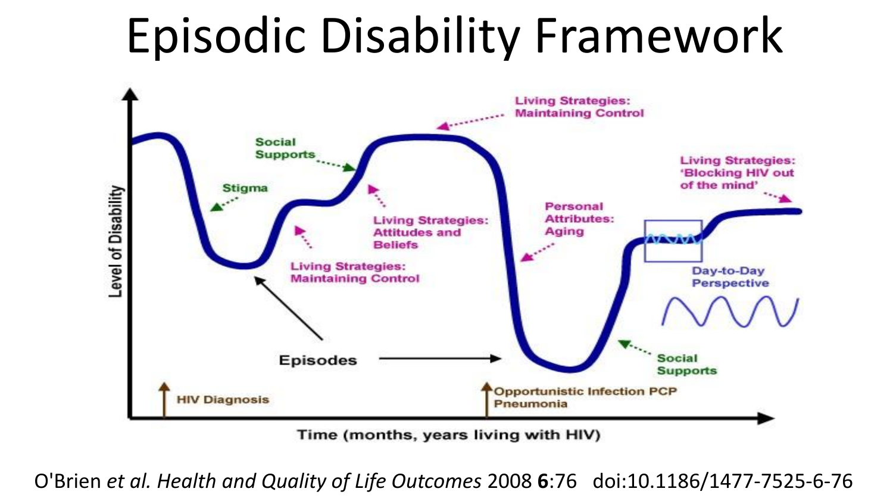# Episodic Disability Framework

Level of Disability

Time (months, years living with HIV)

HIV Diagnosis

Stigma

Social Supports

Living Strategies: Maintaining Control

Living Strategies: Attitudes and Beliefs

Living Strategies: Maintaining Control

Personal Attributes: Aging

Opportunistic Infection PCP Pneumonia

Episodes

Social Supports

Living Strategies: 'Blocking HIV out of the mind'

Day-to-Day Perspective

O'Brien *et al. Health and Quality of Life Outcomes* 2008 **6**:76 doi:10.1186/1477-7525-6-76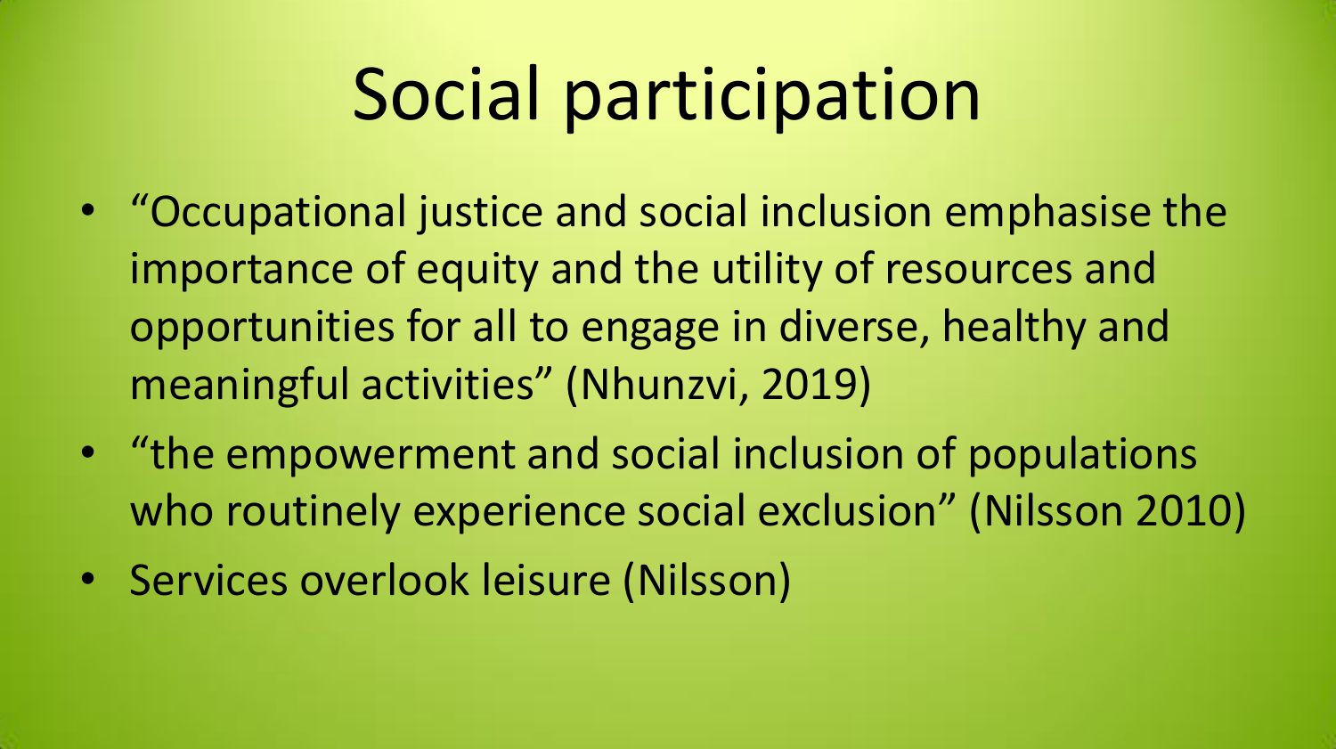# Social participation

- "Occupational justice and social inclusion emphasise the importance of equity and the utility of resources and opportunities for all to engage in diverse, healthy and meaningful activities" (Nhunzvi, 2019)
- "the empowerment and social inclusion of populations who routinely experience social exclusion" (Nilsson 2010)
- Services overlook leisure (Nilsson)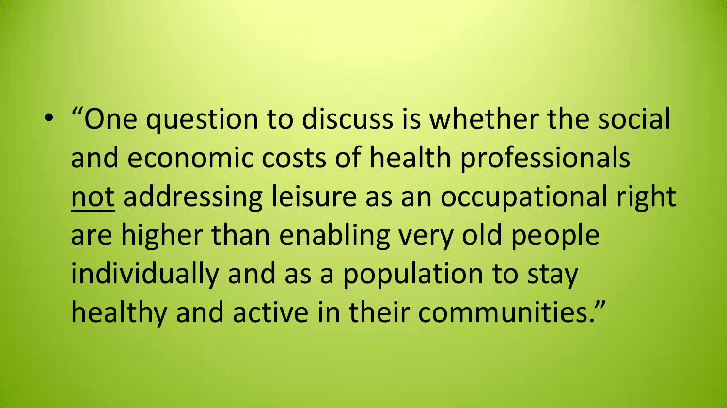- "One question to discuss is whether the social and economic costs of health professionals <u>not</u> addressing leisure as an occupational right are higher than enabling very old people individually and as a population to stay healthy and active in their communities."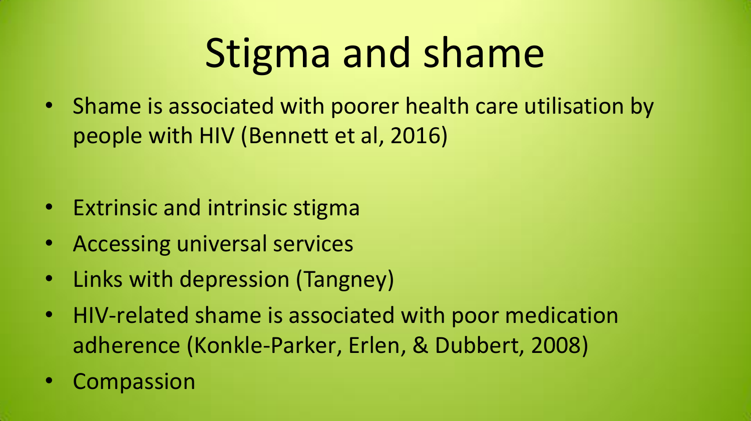# Stigma and shame

- Shame is associated with poorer health care utilisation by people with HIV (Bennett et al, 2016)

- Extrinsic and intrinsic stigma
- Accessing universal services
- Links with depression (Tangney)
- HIV-related shame is associated with poor medication adherence (Konkle-Parker, Erlen, & Dubbert, 2008)
- Compassion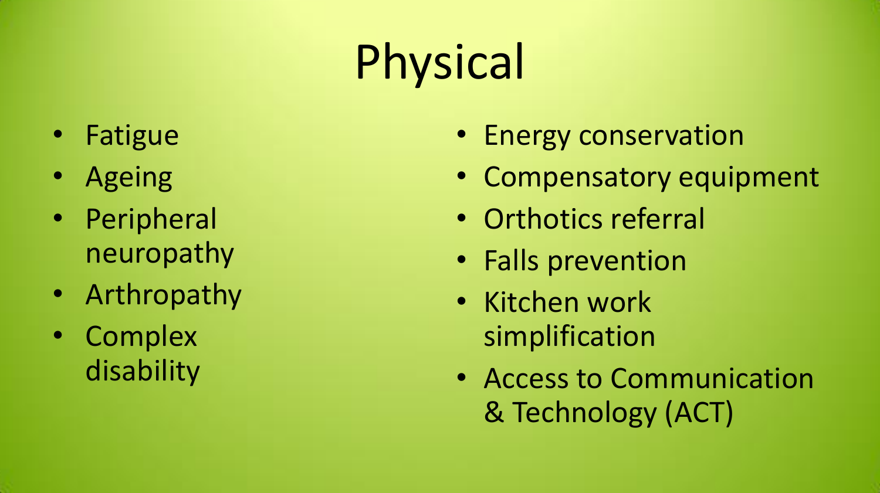# Physical

- Fatigue
- Ageing
- Peripheral neuropathy
- Arthropathy
- Complex disability

- Energy conservation
- Compensatory equipment
- Orthotics referral
- Falls prevention
- Kitchen work simplification
- Access to Communication & Technology (ACT)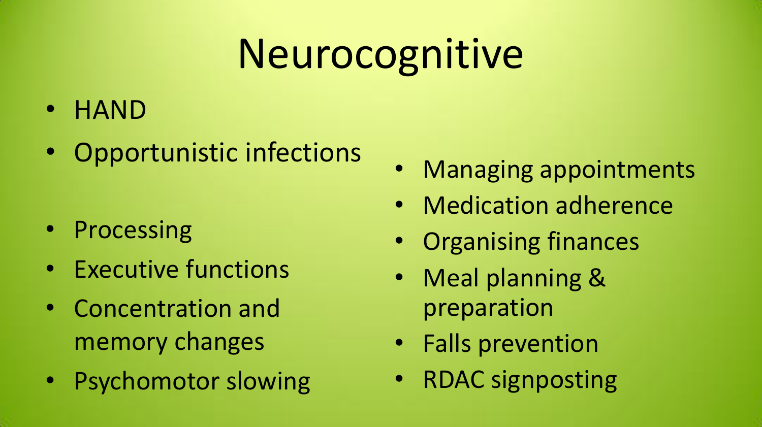# Neurocognitive

- HAND
- Opportunistic infections

- Processing
- Executive functions
- Concentration and memory changes
- Psychomotor slowing

- Managing appointments
- Medication adherence
- Organising finances
- Meal planning & preparation
- Falls prevention
- RDAC signposting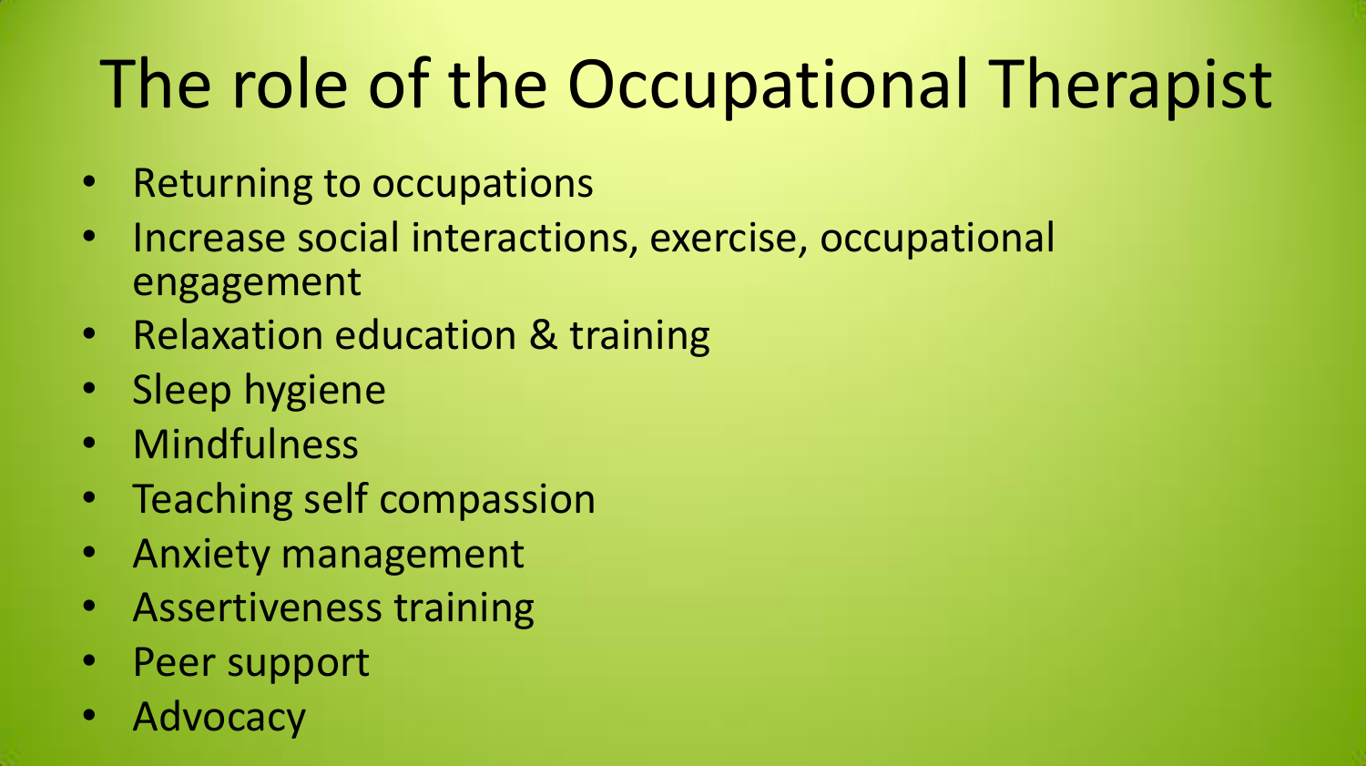# The role of the Occupational Therapist

- Returning to occupations
- Increase social interactions, exercise, occupational engagement
- Relaxation education & training
- Sleep hygiene
- Mindfulness
- Teaching self compassion
- Anxiety management
- Assertiveness training
- Peer support
- Advocacy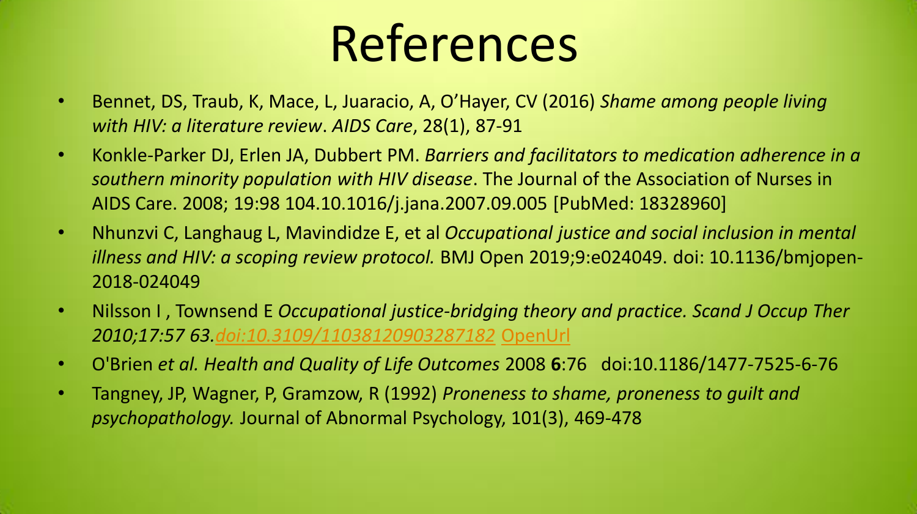# References

- Bennet, DS, Traub, K, Mace, L, Juaracio, A, O'Hayer, CV (2016) *Shame among people living with HIV: a literature review*. *AIDS Care*, 28(1), 87-91
- Konkle-Parker DJ, Erlen JA, Dubbert PM. *Barriers and facilitators to medication adherence in a southern minority population with HIV disease*. The Journal of the Association of Nurses in AIDS Care. 2008; 19:98 104.10.1016/j.jana.2007.09.005 [PubMed: 18328960]
- Nhunzvi C, Langhaug L, Mavindidze E, et al *Occupational justice and social inclusion in mental illness and HIV: a scoping review protocol.* BMJ Open 2019;9:e024049. doi: 10.1136/bmjopen-2018-024049
- Nilsson I , Townsend E *Occupational justice-bridging theory and practice. Scand J Occup Ther 2010;17:57 63.doi:10.3109/11038120903287182* OpenUrl
- O'Brien *et al. Health and Quality of Life Outcomes* 2008 **6**:76 doi:10.1186/1477-7525-6-76
- Tangney, JP, Wagner, P, Gramzow, R (1992) *Proneness to shame, proneness to guilt and psychopathology.* Journal of Abnormal Psychology, 101(3), 469-478